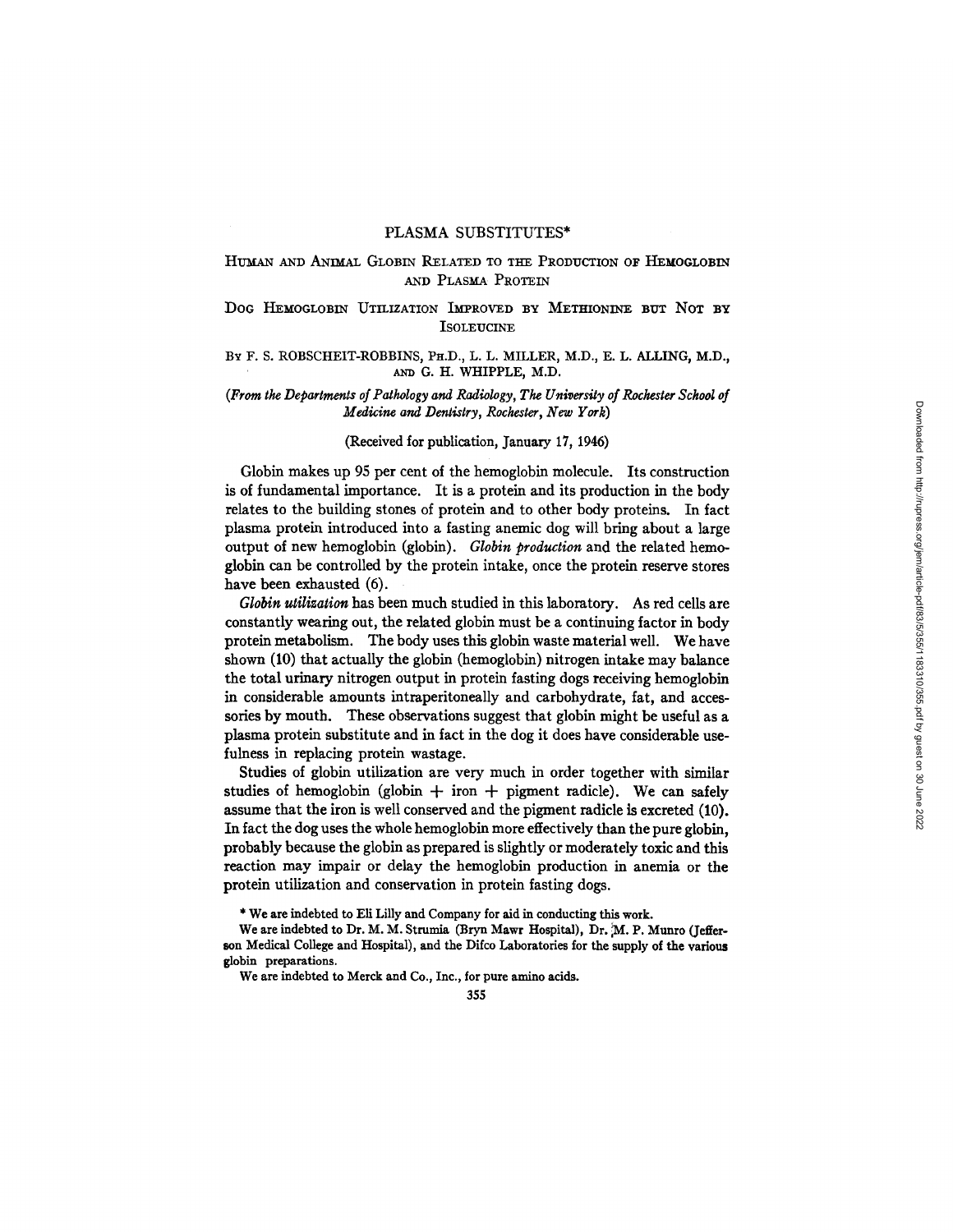# PLASMA SUBSTITUTES*

## Human and Animal Globin Related to the Production of Hemoglobin and Plasma Protein

## Dog Hemoglobin Utilization Improved by Methionine but Not by Isoleucine

By F. S. ROBSCHEIT-ROBBINS, Ph.D., L. L. MILLER, M.D., E. L. ALLING, M.D., and G. H. WHIPPLE, M.D.

*(From the Departments of Pathology and Radiology, The University of Rochester School of Medicine and Dentistry, Rochester, New York)*

(Received for publication, January 17, 1946)

Globin makes up 95 per cent of the hemoglobin molecule. Its construction is of fundamental importance. It is a protein and its production in the body relates to the building stones of protein and to other body proteins. In fact plasma protein introduced into a fasting anemic dog will bring about a large output of new hemoglobin (globin). *Globin production* and the related hemoglobin can be controlled by the protein intake, once the protein reserve stores have been exhausted (6).

*Globin utilization* has been much studied in this laboratory. As red cells are constantly wearing out, the related globin must be a continuing factor in body protein metabolism. The body uses this globin waste material well. We have shown (10) that actually the globin (hemoglobin) nitrogen intake may balance the total urinary nitrogen output in protein fasting dogs receiving hemoglobin in considerable amounts intraperitoneally and carbohydrate, fat, and accessories by mouth. These observations suggest that globin might be useful as a plasma protein substitute and in fact in the dog it does have considerable usefulness in replacing protein wastage.

Studies of globin utilization are very much in order together with similar studies of hemoglobin (globin + iron + pigment radicle). We can safely assume that the iron is well conserved and the pigment radicle is excreted (10). In fact the dog uses the whole hemoglobin more effectively than the pure globin, probably because the globin as prepared is slightly or moderately toxic and this reaction may impair or delay the hemoglobin production in anemia or the protein utilization and conservation in protein fasting dogs.

\* We are indebted to Eli Lilly and Company for aid in conducting this work.

We are indebted to Dr. M. M. Strumia (Bryn Mawr Hospital), Dr. M. P. Munro (Jefferson Medical College and Hospital), and the Difco Laboratories for the supply of the various globin preparations.

We are indebted to Merck and Co., Inc., for pure amino acids.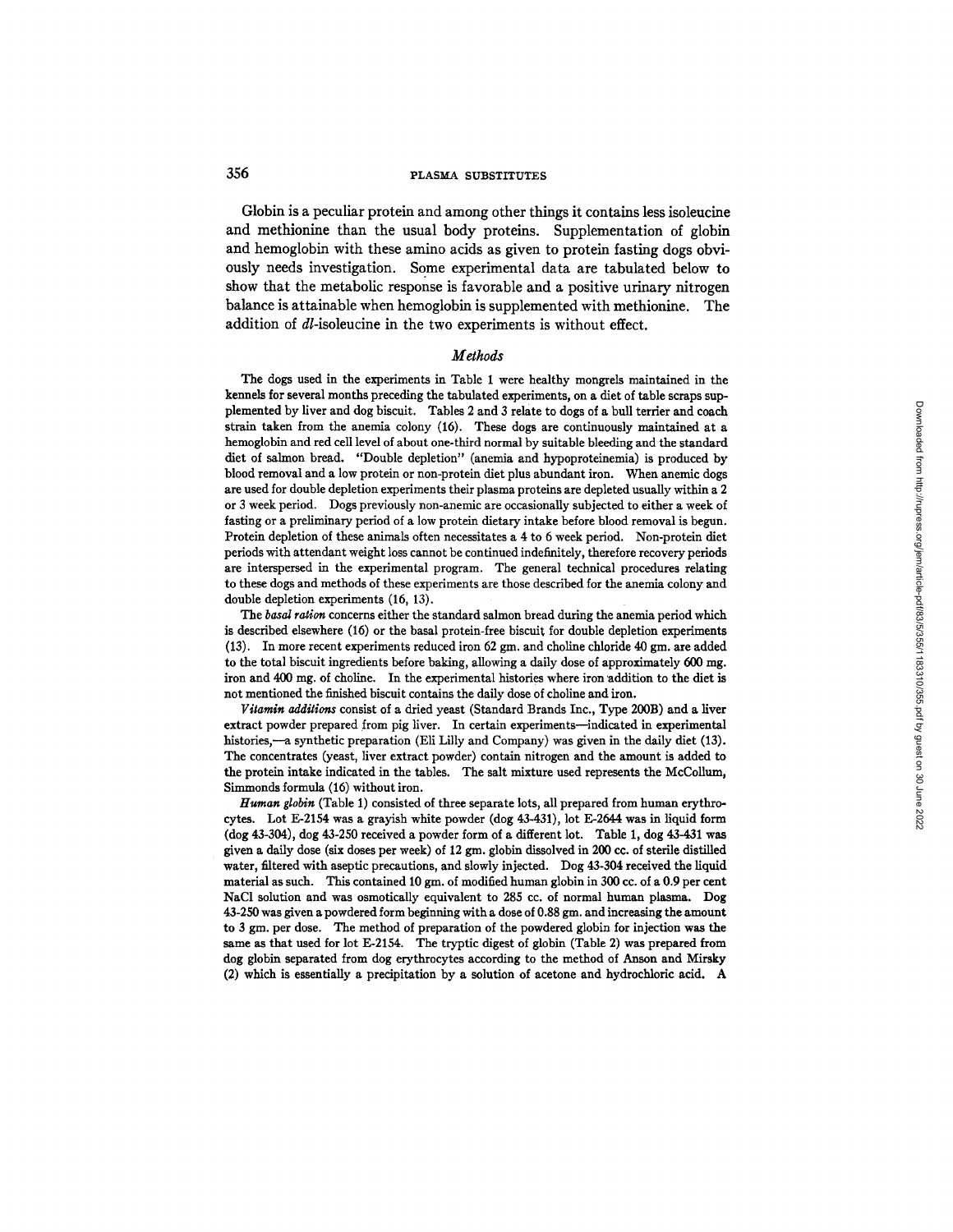Globin is a peculiar protein and among other things it contains less isoleucine and methionine than the usual body proteins. Supplementation of globin and hemoglobin with these amino acids as given to protein fasting dogs obviously needs investigation. Some experimental data are tabulated below to show that the metabolic response is favorable and a positive urinary nitrogen balance is attainable when hemoglobin is supplemented with methionine. The addition of *dl*-isoleucine in the two experiments is without effect.

## *Methods*

The dogs used in the experiments in Table 1 were healthy mongrels maintained in the kennels for several months preceding the tabulated experiments, on a diet of table scraps supplemented by liver and dog biscuit. Tables 2 and 3 relate to dogs of a bull terrier and coach strain taken from the anemia colony (16). These dogs are continuously maintained at a hemoglobin and red cell level of about one-third normal by suitable bleeding and the standard diet of salmon bread. "Double depletion" (anemia and hypoproteinemia) is produced by blood removal and a low protein or non-protein diet plus abundant iron. When anemic dogs are used for double depletion experiments their plasma proteins are depleted usually within a 2 or 3 week period. Dogs previously non-anemic are occasionally subjected to either a week of fasting or a preliminary period of a low protein dietary intake before blood removal is begun. Protein depletion of these animals often necessitates a 4 to 6 week period. Non-protein diet periods with attendant weight loss cannot be continued indefinitely, therefore recovery periods are interspersed in the experimental program. The general technical procedures relating to these dogs and methods of these experiments are those described for the anemia colony and double depletion experiments (16, 13).

The *basal ration* concerns either the standard salmon bread during the anemia period which is described elsewhere (16) or the basal protein-free biscuit for double depletion experiments (13). In more recent experiments reduced iron 62 gm. and choline chloride 40 gm. are added to the total biscuit ingredients before baking, allowing a daily dose of approximately 600 mg. iron and 400 mg. of choline. In the experimental histories where iron addition to the diet is not mentioned the finished biscuit contains the daily dose of choline and iron.

*Vitamin additions* consist of a dried yeast (Standard Brands Inc., Type 200B) and a liver extract powder prepared from pig liver. In certain experiments—indicated in experimental histories,—a synthetic preparation (Eli Lilly and Company) was given in the daily diet (13). The concentrates (yeast, liver extract powder) contain nitrogen and the amount is added to the protein intake indicated in the tables. The salt mixture used represents the McCollum, Simmonds formula (16) without iron.

*Human globin* (Table 1) consisted of three separate lots, all prepared from human erythrocytes. Lot E-2154 was a grayish white powder (dog 43-431), lot E-2644 was in liquid form (dog 43-304), dog 43-250 received a powder form of a different lot. Table 1, dog 43-431 was given a daily dose (six doses per week) of 12 gm. globin dissolved in 200 cc. of sterile distilled water, filtered with aseptic precautions, and slowly injected. Dog 43-304 received the liquid material as such. This contained 10 gm. of modified human globin in 300 cc. of a 0.9 per cent NaCl solution and was osmotically equivalent to 285 cc. of normal human plasma. Dog 43-250 was given a powdered form beginning with a dose of 0.88 gm. and increasing the amount to 3 gm. per dose. The method of preparation of the powdered globin for injection was the same as that used for lot E-2154. The tryptic digest of globin (Table 2) was prepared from dog globin separated from dog erythrocytes according to the method of Anson and Mirsky (2) which is essentially a precipitation by a solution of acetone and hydrochloric acid. A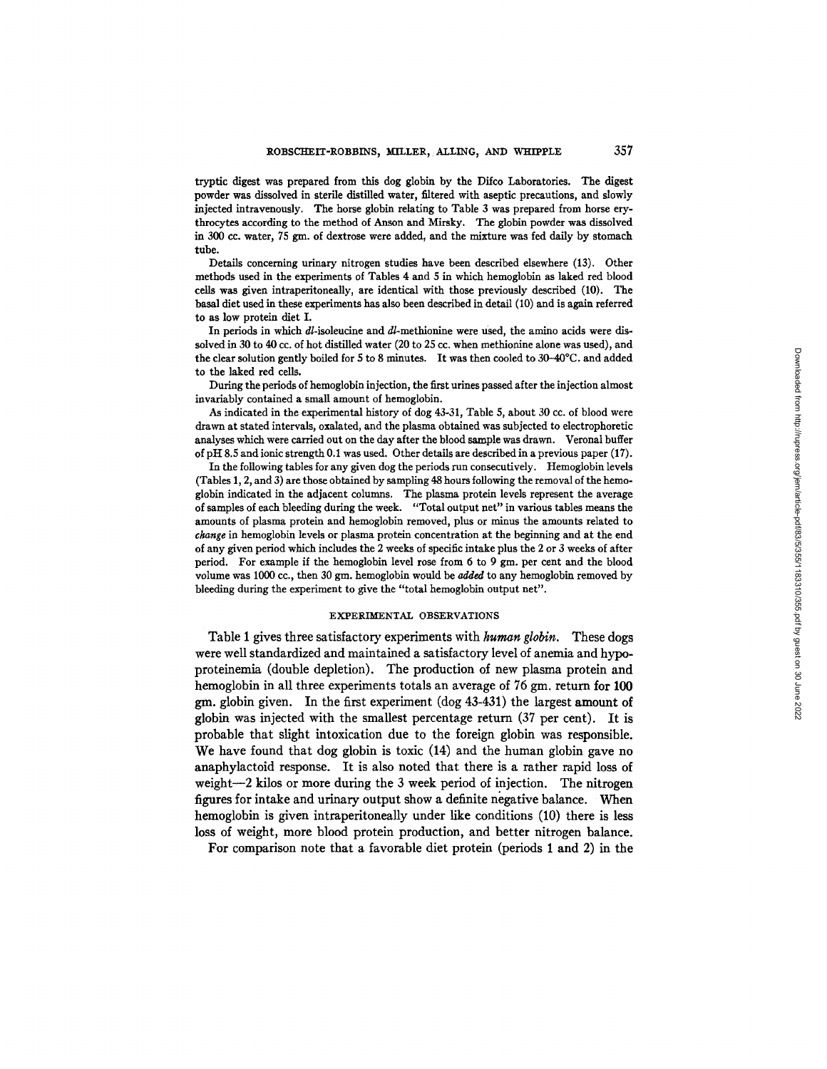tryptic digest was prepared from this dog globin by the Difco Laboratories. The digest powder was dissolved in sterile distilled water, filtered with aseptic precautions, and slowly injected intravenously. The horse globin relating to Table 3 was prepared from horse erythrocytes according to the method of Anson and Mirsky. The globin powder was dissolved in 300 cc. water, 75 gm. of dextrose were added, and the mixture was fed daily by stomach tube.

Details concerning urinary nitrogen studies have been described elsewhere (13). Other methods used in the experiments of Tables 4 and 5 in which hemoglobin as laked red blood cells was given intraperitoneally, are identical with those previously described (10). The basal diet used in these experiments has also been described in detail (10) and is again referred to as low protein diet I.

In periods in which *dl*-isoleucine and *dl*-methionine were used, the amino acids were dissolved in 30 to 40 cc. of hot distilled water (20 to 25 cc. when methionine alone was used), and the clear solution gently boiled for 5 to 8 minutes. It was then cooled to 30–40°C. and added to the laked red cells.

During the periods of hemoglobin injection, the first urines passed after the injection almost invariably contained a small amount of hemoglobin.

As indicated in the experimental history of dog 43-31, Table 5, about 30 cc. of blood were drawn at stated intervals, oxalated, and the plasma obtained was subjected to electrophoretic analyses which were carried out on the day after the blood sample was drawn. Veronal buffer of pH 8.5 and ionic strength 0.1 was used. Other details are described in a previous paper (17).

In the following tables for any given dog the periods run consecutively. Hemoglobin levels (Tables 1, 2, and 3) are those obtained by sampling 48 hours following the removal of the hemoglobin indicated in the adjacent columns. The plasma protein levels represent the average of samples of each bleeding during the week. "Total output net" in various tables means the amounts of plasma protein and hemoglobin removed, plus or minus the amounts related to *change* in hemoglobin levels or plasma protein concentration at the beginning and at the end of any given period which includes the 2 weeks of specific intake plus the 2 or 3 weeks of after period. For example if the hemoglobin level rose from 6 to 9 gm. per cent and the blood volume was 1000 cc., then 30 gm. hemoglobin would be *added* to any hemoglobin removed by bleeding during the experiment to give the "total hemoglobin output net".

## EXPERIMENTAL OBSERVATIONS

Table 1 gives three satisfactory experiments with *human globin*. These dogs were well standardized and maintained a satisfactory level of anemia and hypoproteinemia (double depletion). The production of new plasma protein and hemoglobin in all three experiments totals an average of 76 gm. return for 100 gm. globin given. In the first experiment (dog 43-431) the largest amount of globin was injected with the smallest percentage return (37 per cent). It is probable that slight intoxication due to the foreign globin was responsible. We have found that dog globin is toxic (14) and the human globin gave no anaphylactoid response. It is also noted that there is a rather rapid loss of weight—2 kilos or more during the 3 week period of injection. The nitrogen figures for intake and urinary output show a definite negative balance. When hemoglobin is given intraperitoneally under like conditions (10) there is less loss of weight, more blood protein production, and better nitrogen balance.

For comparison note that a favorable diet protein (periods 1 and 2) in the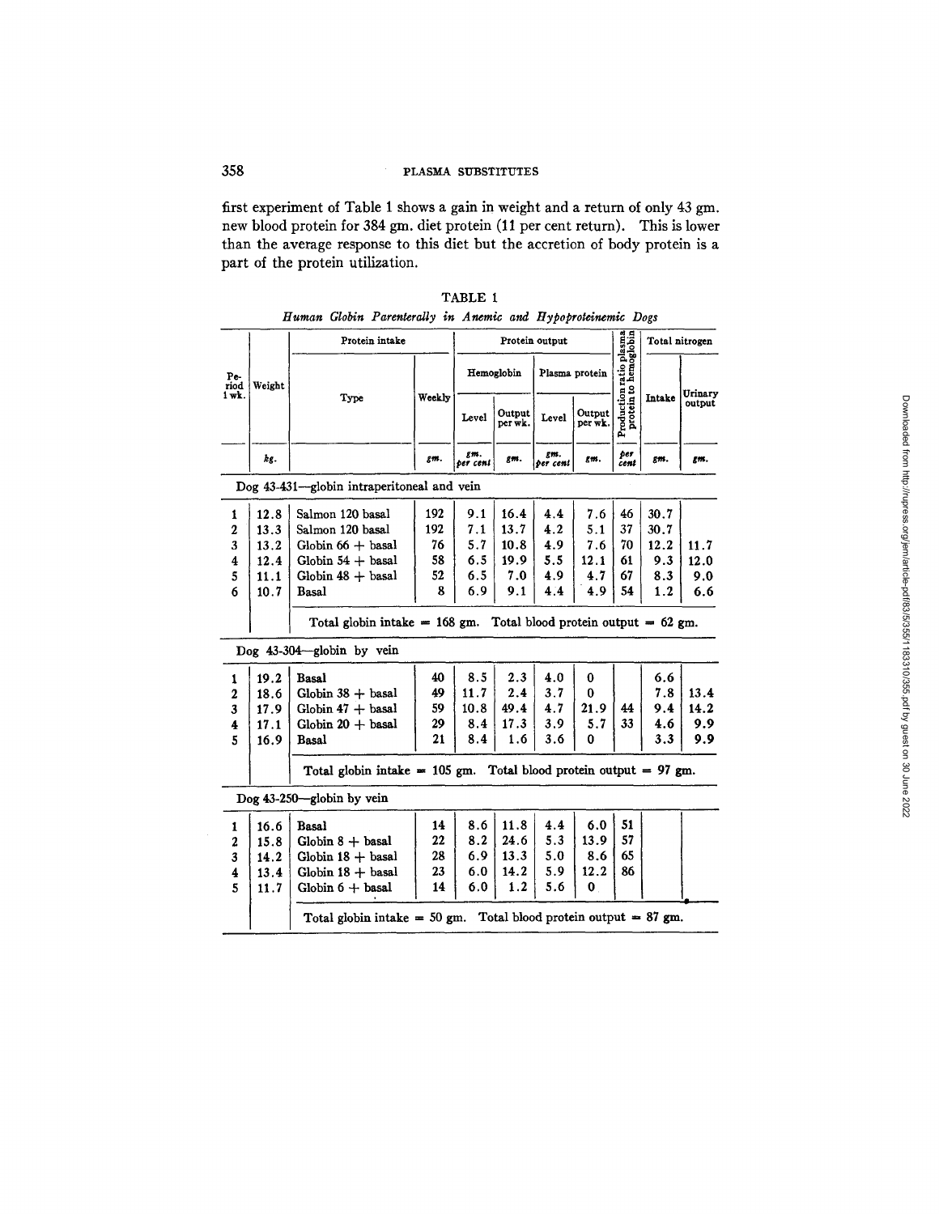first experiment of Table 1 shows a gain in weight and a return of only 43 gm. new blood protein for 384 gm. diet protein (11 per cent return). This is lower than the average response to this diet but the accretion of body protein is a part of the protein utilization.

TABLE 1

*Human Globin Parenterally in Anemic and Hypoproteinemic Dogs*

| Period 1 wk. | Weight | Protein intake | | Protein output | | | | Production ratio plasma protein to hemoglobin | Total nitrogen | |
|---|---|---|---|---|---|---|---|---|---|---|
| | | Type | Weekly | Hemoglobin | | Plasma protein | | | Intake | Urinary output |
| | | | | Level | Output per wk. | Level | Output per wk. | | | |
| | *kg.* | | *gm.* | *gm. per cent* | *gm.* | *gm. per cent* | *gm.* | *per cent* | *gm.* | *gm.* |
| **Dog 43-431—globin intraperitoneal and vein** | | | | | | | | | | |
| 1 | 12.8 | Salmon 120 basal | 192 | 9.1 | 16.4 | 4.4 | 7.6 | 46 | 30.7 | |
| 2 | 13.3 | Salmon 120 basal | 192 | 7.1 | 13.7 | 4.2 | 5.1 | 37 | 30.7 | |
| 3 | 13.2 | Globin 66 + basal | 76 | 5.7 | 10.8 | 4.9 | 7.6 | 70 | 12.2 | 11.7 |
| 4 | 12.4 | Globin 54 + basal | 58 | 6.5 | 19.9 | 5.5 | 12.1 | 61 | 9.3 | 12.0 |
| 5 | 11.1 | Globin 48 + basal | 52 | 6.5 | 7.0 | 4.9 | 4.7 | 67 | 8.3 | 9.0 |
| 6 | 10.7 | Basal | 8 | 6.9 | 9.1 | 4.4 | 4.9 | 54 | 1.2 | 6.6 |
| | | Total globin intake = 168 gm. Total blood protein output = 62 gm. | | | | | | | | |
| **Dog 43-304—globin by vein** | | | | | | | | | | |
| 1 | 19.2 | Basal | 40 | 8.5 | 2.3 | 4.0 | 0 | | 6.6 | |
| 2 | 18.6 | Globin 38 + basal | 49 | 11.7 | 2.4 | 3.7 | 0 | | 7.8 | 13.4 |
| 3 | 17.9 | Globin 47 + basal | 59 | 10.8 | 49.4 | 4.7 | 21.9 | 44 | 9.4 | 14.2 |
| 4 | 17.1 | Globin 20 + basal | 29 | 8.4 | 17.3 | 3.9 | 5.7 | 33 | 4.6 | 9.9 |
| 5 | 16.9 | Basal | 21 | 8.4 | 1.6 | 3.6 | 0 | | 3.3 | 9.9 |
| | | Total globin intake = 105 gm. Total blood protein output = 97 gm. | | | | | | | | |
| **Dog 43-250—globin by vein** | | | | | | | | | | |
| 1 | 16.6 | Basal | 14 | 8.6 | 11.8 | 4.4 | 6.0 | 51 | | |
| 2 | 15.8 | Globin 8 + basal | 22 | 8.2 | 24.6 | 5.3 | 13.9 | 57 | | |
| 3 | 14.2 | Globin 18 + basal | 28 | 6.9 | 13.3 | 5.0 | 8.6 | 65 | | |
| 4 | 13.4 | Globin 18 + basal | 23 | 6.0 | 14.2 | 5.9 | 12.2 | 86 | | |
| 5 | 11.7 | Globin 6 + basal | 14 | 6.0 | 1.2 | 5.6 | 0 | | | |
| | | Total globin intake = 50 gm. Total blood protein output = 87 gm. | | | | | | | | |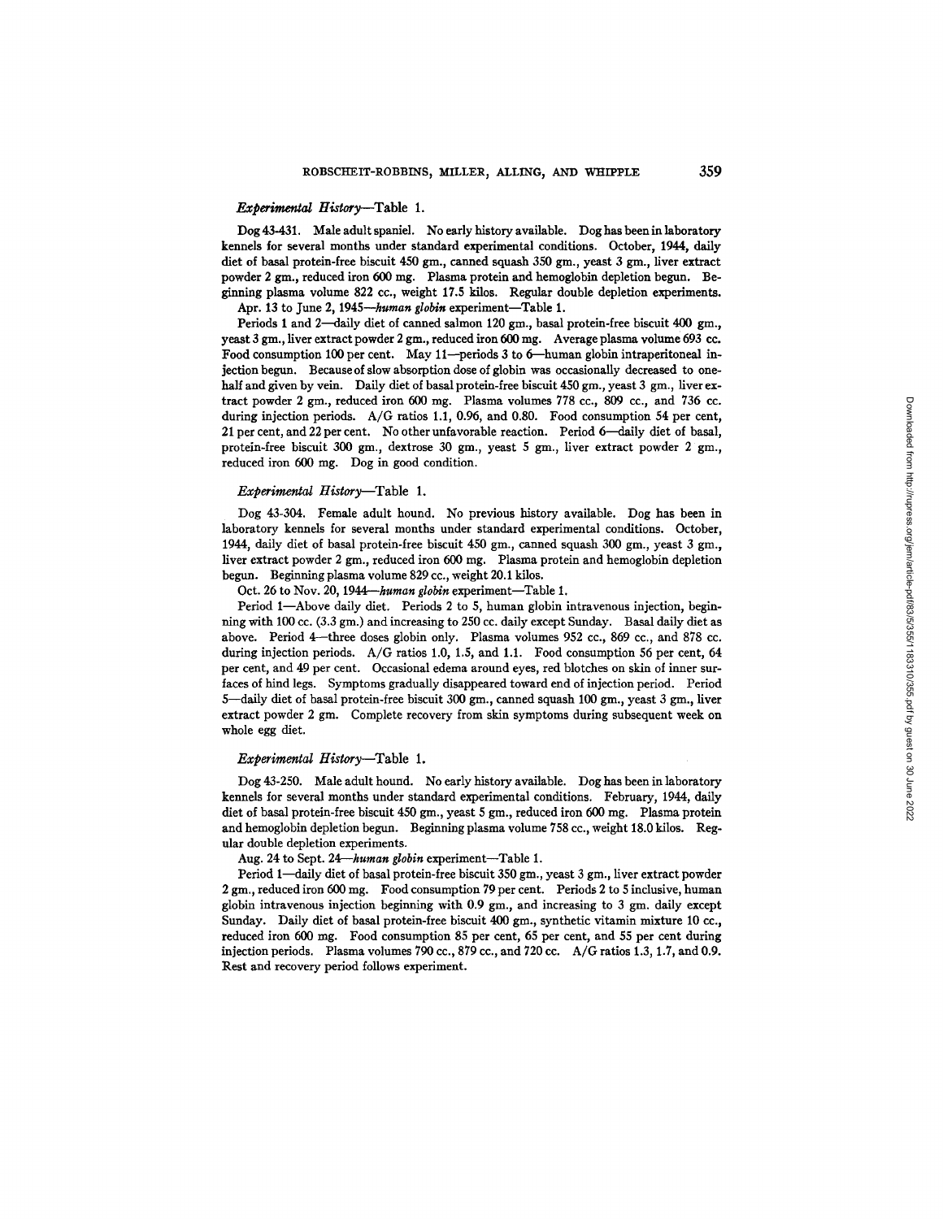*Experimental History*—Table 1.

Dog 43-431. Male adult spaniel. No early history available. Dog has been in laboratory kennels for several months under standard experimental conditions. October, 1944, daily diet of basal protein-free biscuit 450 gm., canned squash 350 gm., yeast 3 gm., liver extract powder 2 gm., reduced iron 600 mg. Plasma protein and hemoglobin depletion begun. Beginning plasma volume 822 cc., weight 17.5 kilos. Regular double depletion experiments.

Apr. 13 to June 2, 1945—*human globin* experiment—Table 1.

Periods 1 and 2—daily diet of canned salmon 120 gm., basal protein-free biscuit 400 gm., yeast 3 gm., liver extract powder 2 gm., reduced iron 600 mg. Average plasma volume 693 cc. Food consumption 100 per cent. May 11—periods 3 to 6—human globin intraperitoneal injection begun. Because of slow absorption dose of globin was occasionally decreased to one-half and given by vein. Daily diet of basal protein-free biscuit 450 gm., yeast 3 gm., liver extract powder 2 gm., reduced iron 600 mg. Plasma volumes 778 cc., 809 cc., and 736 cc. during injection periods. A/G ratios 1.1, 0.96, and 0.80. Food consumption 54 per cent, 21 per cent, and 22 per cent. No other unfavorable reaction. Period 6—daily diet of basal, protein-free biscuit 300 gm., dextrose 30 gm., yeast 5 gm., liver extract powder 2 gm., reduced iron 600 mg. Dog in good condition.

*Experimental History*—Table 1.

Dog 43-304. Female adult hound. No previous history available. Dog has been in laboratory kennels for several months under standard experimental conditions. October, 1944, daily diet of basal protein-free biscuit 450 gm., canned squash 300 gm., yeast 3 gm., liver extract powder 2 gm., reduced iron 600 mg. Plasma protein and hemoglobin depletion begun. Beginning plasma volume 829 cc., weight 20.1 kilos.

Oct. 26 to Nov. 20, 1944—*human globin* experiment—Table 1.

Period 1—Above daily diet. Periods 2 to 5, human globin intravenous injection, beginning with 100 cc. (3.3 gm.) and increasing to 250 cc. daily except Sunday. Basal daily diet as above. Period 4—three doses globin only. Plasma volumes 952 cc., 869 cc., and 878 cc. during injection periods. A/G ratios 1.0, 1.5, and 1.1. Food consumption 56 per cent, 64 per cent, and 49 per cent. Occasional edema around eyes, red blotches on skin of inner surfaces of hind legs. Symptoms gradually disappeared toward end of injection period. Period 5—daily diet of basal protein-free biscuit 300 gm., canned squash 100 gm., yeast 3 gm., liver extract powder 2 gm. Complete recovery from skin symptoms during subsequent week on whole egg diet.

*Experimental History*—Table 1.

Dog 43-250. Male adult hound. No early history available. Dog has been in laboratory kennels for several months under standard experimental conditions. February, 1944, daily diet of basal protein-free biscuit 450 gm., yeast 5 gm., reduced iron 600 mg. Plasma protein and hemoglobin depletion begun. Beginning plasma volume 758 cc., weight 18.0 kilos. Regular double depletion experiments.

Aug. 24 to Sept. 24—*human globin* experiment—Table 1.

Period 1—daily diet of basal protein-free biscuit 350 gm., yeast 3 gm., liver extract powder 2 gm., reduced iron 600 mg. Food consumption 79 per cent. Periods 2 to 5 inclusive, human globin intravenous injection beginning with 0.9 gm., and increasing to 3 gm. daily except Sunday. Daily diet of basal protein-free biscuit 400 gm., synthetic vitamin mixture 10 cc., reduced iron 600 mg. Food consumption 85 per cent, 65 per cent, and 55 per cent during injection periods. Plasma volumes 790 cc., 879 cc., and 720 cc. A/G ratios 1.3, 1.7, and 0.9. Rest and recovery period follows experiment.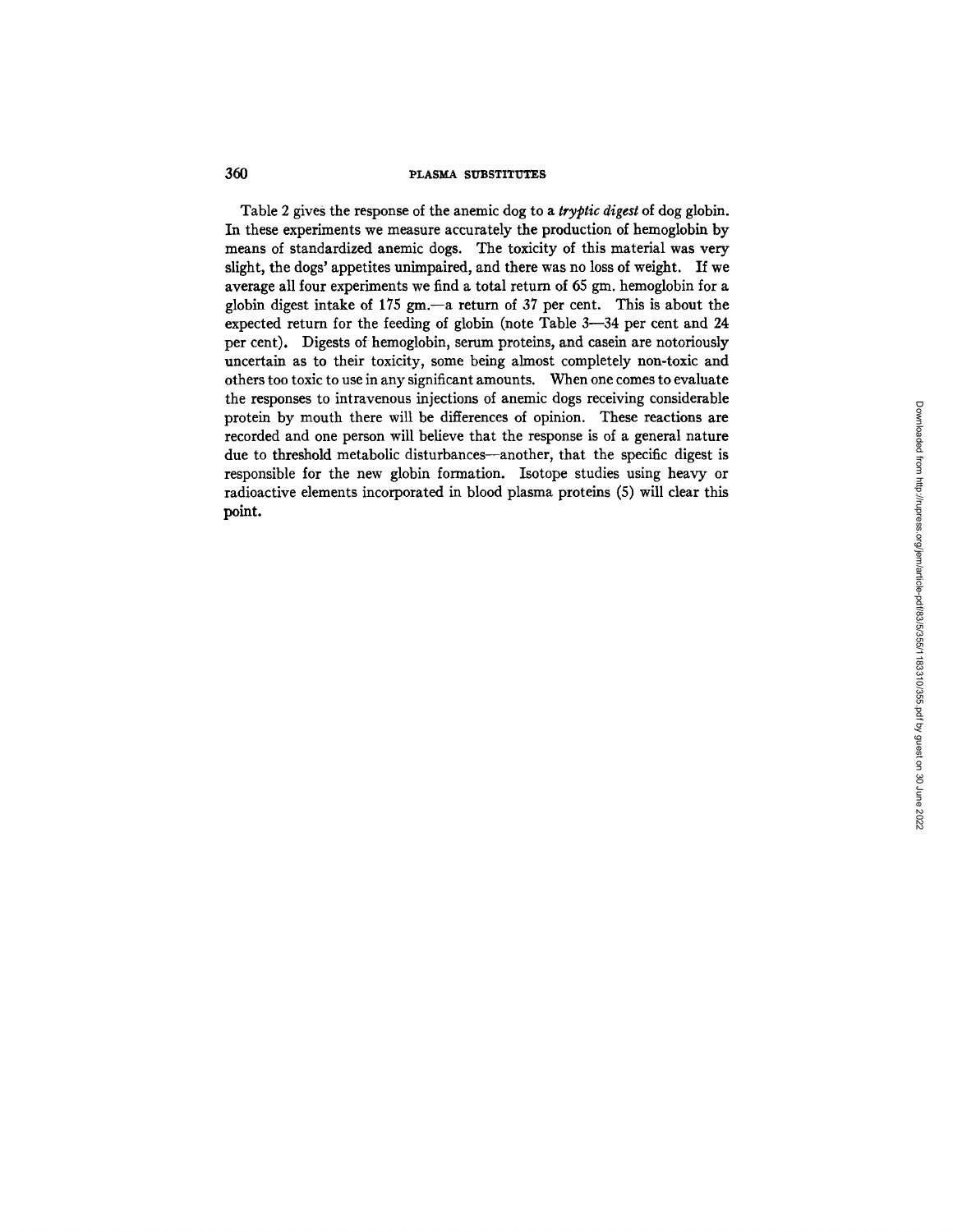Table 2 gives the response of the anemic dog to a *tryptic digest* of dog globin. In these experiments we measure accurately the production of hemoglobin by means of standardized anemic dogs. The toxicity of this material was very slight, the dogs' appetites unimpaired, and there was no loss of weight. If we average all four experiments we find a total return of 65 gm. hemoglobin for a globin digest intake of 175 gm.—a return of 37 per cent. This is about the expected return for the feeding of globin (note Table 3—34 per cent and 24 per cent). Digests of hemoglobin, serum proteins, and casein are notoriously uncertain as to their toxicity, some being almost completely non-toxic and others too toxic to use in any significant amounts. When one comes to evaluate the responses to intravenous injections of anemic dogs receiving considerable protein by mouth there will be differences of opinion. These reactions are recorded and one person will believe that the response is of a general nature due to threshold metabolic disturbances—another, that the specific digest is responsible for the new globin formation. Isotope studies using heavy or radioactive elements incorporated in blood plasma proteins (5) will clear this point.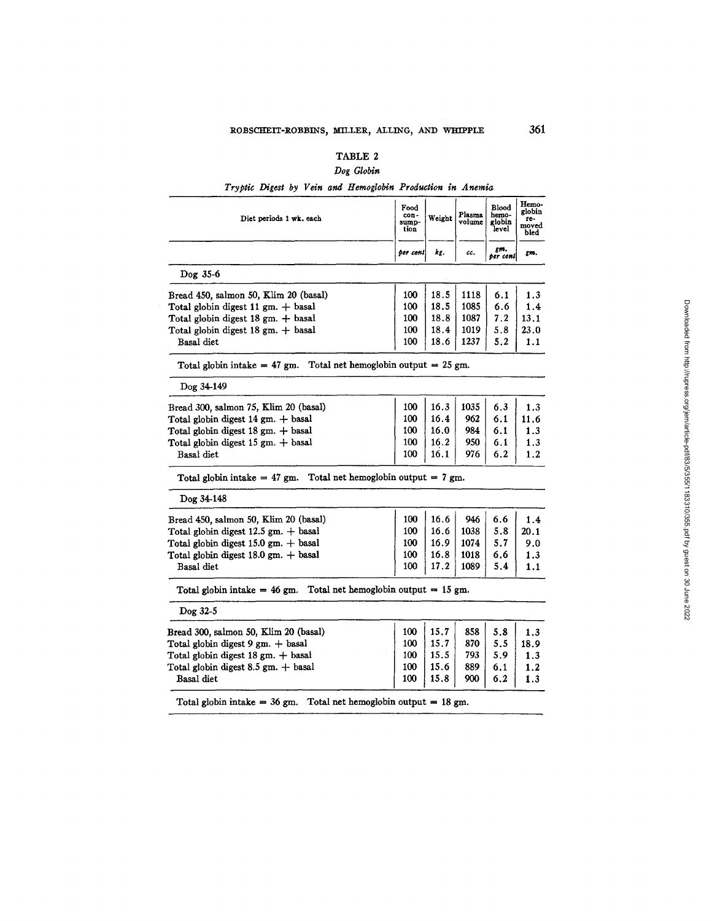## TABLE 2

*Dog Globin*

*Tryptic Digest by Vein and Hemoglobin Production in Anemia*

| Diet periods 1 wk. each | Food consumption | Weight | Plasma volume | Blood hemoglobin level | Hemoglobin removed bled |
|---|---|---|---|---|---|
| | *per cent* | *kg.* | *cc.* | *gm. per cent* | *gm.* |
| **Dog 35-6** | | | | | |
| Bread 450, salmon 50, Klim 20 (basal) | 100 | 18.5 | 1118 | 6.1 | 1.3 |
| Total globin digest 11 gm. + basal | 100 | 18.5 | 1085 | 6.6 | 1.4 |
| Total globin digest 18 gm. + basal | 100 | 18.8 | 1087 | 7.2 | 13.1 |
| Total globin digest 18 gm. + basal | 100 | 18.4 | 1019 | 5.8 | 23.0 |
| Basal diet | 100 | 18.6 | 1237 | 5.2 | 1.1 |
| Total globin intake = 47 gm. Total net hemoglobin output = 25 gm. | | | | | |
| **Dog 34-149** | | | | | |
| Bread 300, salmon 75, Klim 20 (basal) | 100 | 16.3 | 1035 | 6.3 | 1.3 |
| Total globin digest 14 gm. + basal | 100 | 16.4 | 962 | 6.1 | 11.6 |
| Total globin digest 18 gm. + basal | 100 | 16.0 | 984 | 6.1 | 1.3 |
| Total globin digest 15 gm. + basal | 100 | 16.2 | 950 | 6.1 | 1.3 |
| Basal diet | 100 | 16.1 | 976 | 6.2 | 1.2 |
| Total globin intake = 47 gm. Total net hemoglobin output = 7 gm. | | | | | |
| **Dog 34-148** | | | | | |
| Bread 450, salmon 50, Klim 20 (basal) | 100 | 16.6 | 946 | 6.6 | 1.4 |
| Total globin digest 12.5 gm. + basal | 100 | 16.6 | 1038 | 5.8 | 20.1 |
| Total globin digest 15.0 gm. + basal | 100 | 16.9 | 1074 | 5.7 | 9.0 |
| Total globin digest 18.0 gm. + basal | 100 | 16.8 | 1018 | 6.6 | 1.3 |
| Basal diet | 100 | 17.2 | 1089 | 5.4 | 1.1 |
| Total globin intake = 46 gm. Total net hemoglobin output = 15 gm. | | | | | |
| **Dog 32-5** | | | | | |
| Bread 300, salmon 50, Klim 20 (basal) | 100 | 15.7 | 858 | 5.8 | 1.3 |
| Total globin digest 9 gm. + basal | 100 | 15.7 | 870 | 5.5 | 18.9 |
| Total globin digest 18 gm. + basal | 100 | 15.5 | 793 | 5.9 | 1.3 |
| Total globin digest 8.5 gm. + basal | 100 | 15.6 | 889 | 6.1 | 1.2 |
| Basal diet | 100 | 15.8 | 900 | 6.2 | 1.3 |
| Total globin intake = 36 gm. Total net hemoglobin output = 18 gm. | | | | | |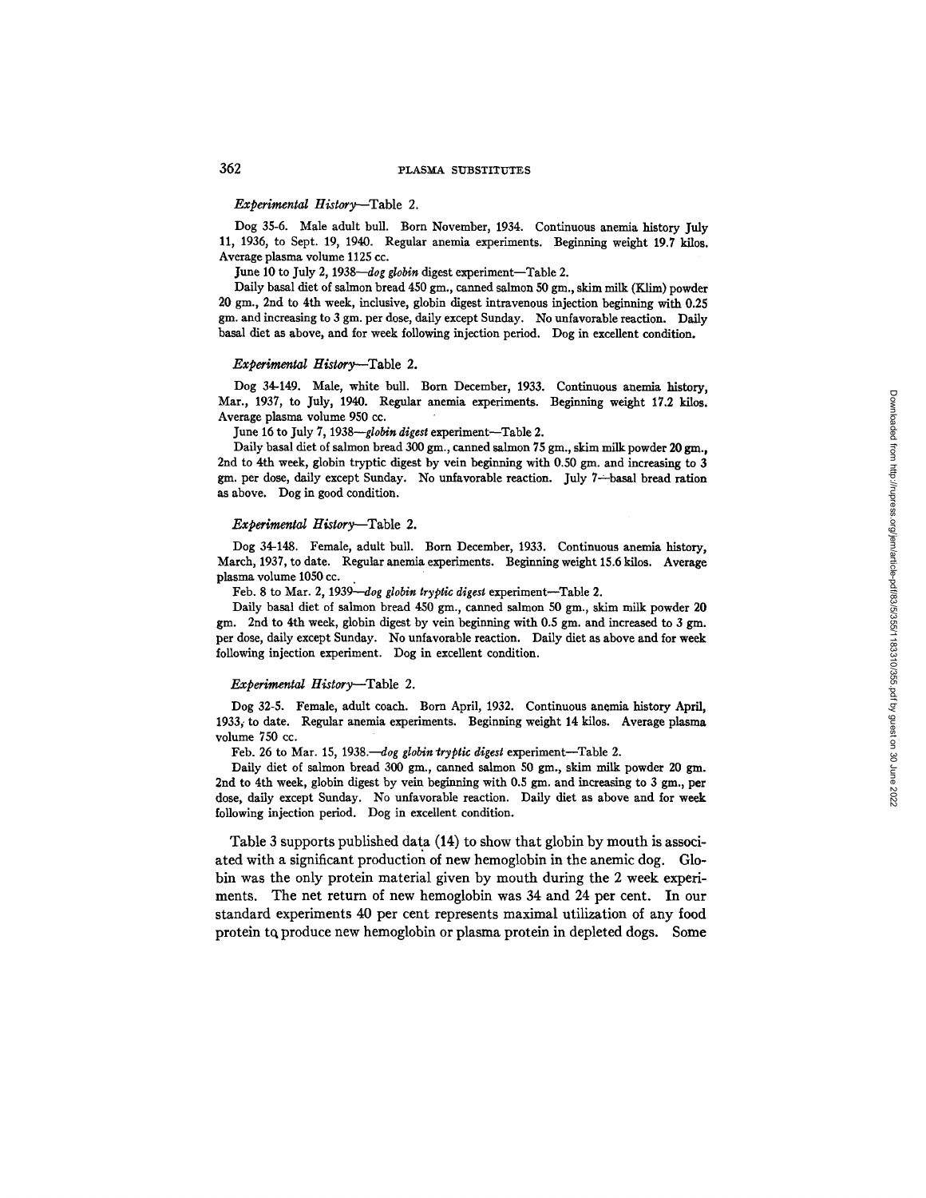*Experimental History*—Table 2.

Dog 35-6. Male adult bull. Born November, 1934. Continuous anemia history July 11, 1936, to Sept. 19, 1940. Regular anemia experiments. Beginning weight 19.7 kilos. Average plasma volume 1125 cc.

June 10 to July 2, 1938—*dog globin* digest experiment—Table 2.

Daily basal diet of salmon bread 450 gm., canned salmon 50 gm., skim milk (Klim) powder 20 gm., 2nd to 4th week, inclusive, globin digest intravenous injection beginning with 0.25 gm. and increasing to 3 gm. per dose, daily except Sunday. No unfavorable reaction. Daily basal diet as above, and for week following injection period. Dog in excellent condition.

*Experimental History*—Table 2.

Dog 34-149. Male, white bull. Born December, 1933. Continuous anemia history, Mar., 1937, to July, 1940. Regular anemia experiments. Beginning weight 17.2 kilos. Average plasma volume 950 cc.

June 16 to July 7, 1938—*globin digest* experiment—Table 2.

Daily basal diet of salmon bread 300 gm., canned salmon 75 gm., skim milk powder 20 gm., 2nd to 4th week, globin tryptic digest by vein beginning with 0.50 gm. and increasing to 3 gm. per dose, daily except Sunday. No unfavorable reaction. July 7—basal bread ration as above. Dog in good condition.

*Experimental History*—Table 2.

Dog 34-148. Female, adult bull. Born December, 1933. Continuous anemia history, March, 1937, to date. Regular anemia experiments. Beginning weight 15.6 kilos. Average plasma volume 1050 cc.

Feb. 8 to Mar. 2, 1939—*dog globin tryptic digest* experiment—Table 2.

Daily basal diet of salmon bread 450 gm., canned salmon 50 gm., skim milk powder 20 gm. 2nd to 4th week, globin digest by vein beginning with 0.5 gm. and increased to 3 gm. per dose, daily except Sunday. No unfavorable reaction. Daily diet as above and for week following injection experiment. Dog in excellent condition.

*Experimental History*—Table 2.

Dog 32-5. Female, adult coach. Born April, 1932. Continuous anemia history April, 1933, to date. Regular anemia experiments. Beginning weight 14 kilos. Average plasma volume 750 cc.

Feb. 26 to Mar. 15, 1938.—*dog globin tryptic digest* experiment—Table 2.

Daily diet of salmon bread 300 gm., canned salmon 50 gm., skim milk powder 20 gm. 2nd to 4th week, globin digest by vein beginning with 0.5 gm. and increasing to 3 gm., per dose, daily except Sunday. No unfavorable reaction. Daily diet as above and for week following injection period. Dog in excellent condition.

Table 3 supports published data (14) to show that globin by mouth is associated with a significant production of new hemoglobin in the anemic dog. Globin was the only protein material given by mouth during the 2 week experiments. The net return of new hemoglobin was 34 and 24 per cent. In our standard experiments 40 per cent represents maximal utilization of any food protein to produce new hemoglobin or plasma protein in depleted dogs. Some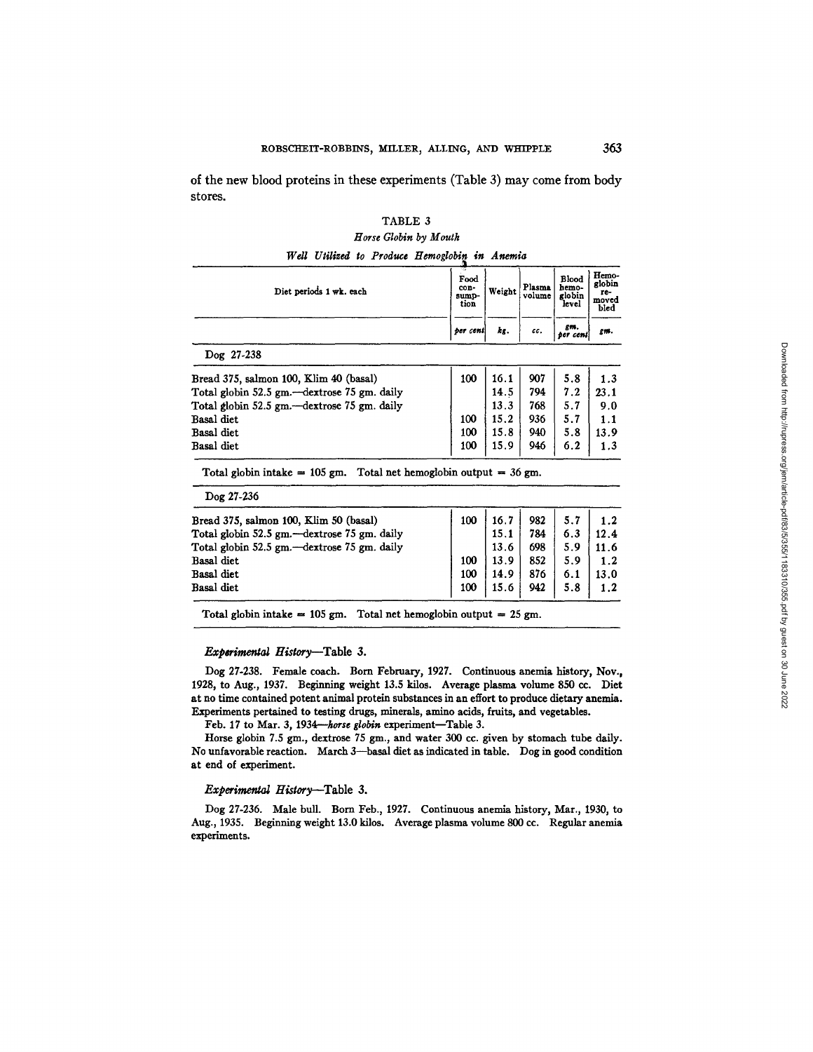of the new blood proteins in these experiments (Table 3) may come from body stores.

TABLE 3

*Horse Globin by Mouth*

*Well Utilized to Produce Hemoglobin in Anemia*

| Diet periods 1 wk. each | Food consumption | Weight | Plasma volume | Blood hemoglobin level | Hemoglobin removed bled |
|---|---|---|---|---|---|
| | *per cent* | *kg.* | *cc.* | *gm. per cent* | *gm.* |
| Dog 27-238 | | | | | |
| Bread 375, salmon 100, Klim 40 (basal) | 100 | 16.1 | 907 | 5.8 | 1.3 |
| Total globin 52.5 gm.—dextrose 75 gm. daily | | 14.5 | 794 | 7.2 | 23.1 |
| Total globin 52.5 gm.—dextrose 75 gm. daily | | 13.3 | 768 | 5.7 | 9.0 |
| Basal diet | 100 | 15.2 | 936 | 5.7 | 1.1 |
| Basal diet | 100 | 15.8 | 940 | 5.8 | 13.9 |
| Basal diet | 100 | 15.9 | 946 | 6.2 | 1.3 |
| Total globin intake = 105 gm. Total net hemoglobin output = 36 gm. | | | | | |
| Dog 27-236 | | | | | |
| Bread 375, salmon 100, Klim 50 (basal) | 100 | 16.7 | 982 | 5.7 | 1.2 |
| Total globin 52.5 gm.—dextrose 75 gm. daily | | 15.1 | 784 | 6.3 | 12.4 |
| Total globin 52.5 gm.—dextrose 75 gm. daily | | 13.6 | 698 | 5.9 | 11.6 |
| Basal diet | 100 | 13.9 | 852 | 5.9 | 1.2 |
| Basal diet | 100 | 14.9 | 876 | 6.1 | 13.0 |
| Basal diet | 100 | 15.6 | 942 | 5.8 | 1.2 |
| Total globin intake = 105 gm. Total net hemoglobin output = 25 gm. | | | | | |

*Experimental History*—Table 3.

Dog 27-238. Female coach. Born February, 1927. Continuous anemia history, Nov., 1928, to Aug., 1937. Beginning weight 13.5 kilos. Average plasma volume 850 cc. Diet at no time contained potent animal protein substances in an effort to produce dietary anemia. Experiments pertained to testing drugs, minerals, amino acids, fruits, and vegetables.

Feb. 17 to Mar. 3, 1934—*horse globin* experiment—Table 3.

Horse globin 7.5 gm., dextrose 75 gm., and water 300 cc. given by stomach tube daily. No unfavorable reaction. March 3—basal diet as indicated in table. Dog in good condition at end of experiment.

*Experimental History*—Table 3.

Dog 27-236. Male bull. Born Feb., 1927. Continuous anemia history, Mar., 1930, to Aug., 1935. Beginning weight 13.0 kilos. Average plasma volume 800 cc. Regular anemia experiments.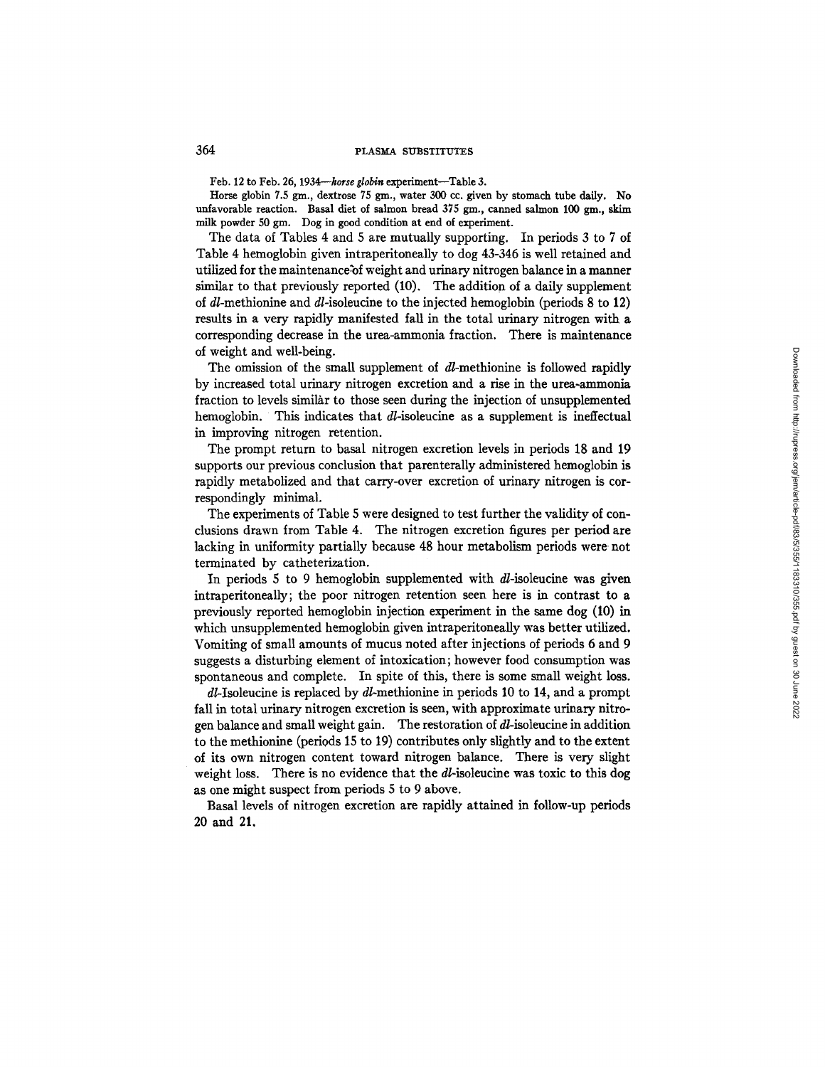Feb. 12 to Feb. 26, 1934—*horse globin* experiment—Table 3.

Horse globin 7.5 gm., dextrose 75 gm., water 300 cc. given by stomach tube daily. No unfavorable reaction. Basal diet of salmon bread 375 gm., canned salmon 100 gm., skim milk powder 50 gm. Dog in good condition at end of experiment.

The data of Tables 4 and 5 are mutually supporting. In periods 3 to 7 of Table 4 hemoglobin given intraperitoneally to dog 43-346 is well retained and utilized for the maintenance of weight and urinary nitrogen balance in a manner similar to that previously reported (10). The addition of a daily supplement of *dl*-methionine and *dl*-isoleucine to the injected hemoglobin (periods 8 to 12) results in a very rapidly manifested fall in the total urinary nitrogen with a corresponding decrease in the urea-ammonia fraction. There is maintenance of weight and well-being.

The omission of the small supplement of *dl*-methionine is followed rapidly by increased total urinary nitrogen excretion and a rise in the urea-ammonia fraction to levels similar to those seen during the injection of unsupplemented hemoglobin. This indicates that *dl*-isoleucine as a supplement is ineffectual in improving nitrogen retention.

The prompt return to basal nitrogen excretion levels in periods 18 and 19 supports our previous conclusion that parenterally administered hemoglobin is rapidly metabolized and that carry-over excretion of urinary nitrogen is correspondingly minimal.

The experiments of Table 5 were designed to test further the validity of conclusions drawn from Table 4. The nitrogen excretion figures per period are lacking in uniformity partially because 48 hour metabolism periods were not terminated by catheterization.

In periods 5 to 9 hemoglobin supplemented with *dl*-isoleucine was given intraperitoneally; the poor nitrogen retention seen here is in contrast to a previously reported hemoglobin injection experiment in the same dog (10) in which unsupplemented hemoglobin given intraperitoneally was better utilized. Vomiting of small amounts of mucus noted after injections of periods 6 and 9 suggests a disturbing element of intoxication; however food consumption was spontaneous and complete. In spite of this, there is some small weight loss.

*dl*-Isoleucine is replaced by *dl*-methionine in periods 10 to 14, and a prompt fall in total urinary nitrogen excretion is seen, with approximate urinary nitrogen balance and small weight gain. The restoration of *dl*-isoleucine in addition to the methionine (periods 15 to 19) contributes only slightly and to the extent of its own nitrogen content toward nitrogen balance. There is very slight weight loss. There is no evidence that the *dl*-isoleucine was toxic to this dog as one might suspect from periods 5 to 9 above.

Basal levels of nitrogen excretion are rapidly attained in follow-up periods 20 and 21.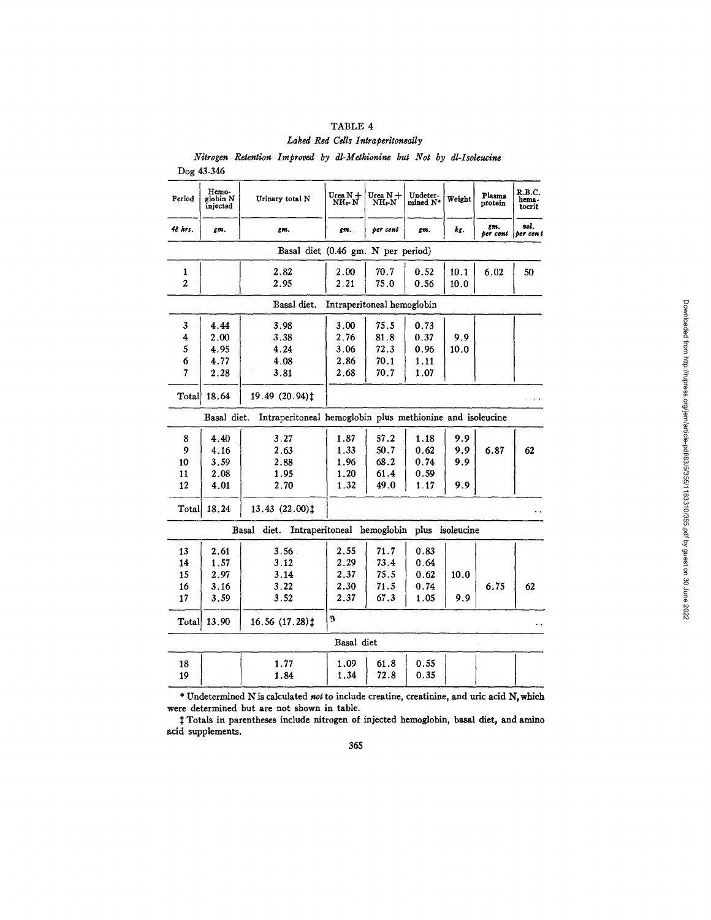TABLE 4

*Laked Red Cells Intraperitoneally*

*Nitrogen Retention Improved by dl-Methionine but Not by dl-Isoleucine*

Dog 43-346

| Period | Hemoglobin N injected | Urinary total N | Urea N + $NH_3$-N | Urea N + $NH_3$-N | Undetermined N* | Weight | Plasma protein | R.B.C. hematocrit |
|---|---|---|---|---|---|---|---|---|
| *48 hrs.* | *gm.* | *gm.* | *gm.* | *per cent* | *gm.* | *kg.* | *gm. per cent* | *vol. per cent* |
| Basal diet (0.46 gm. N per period) | | | | | | | | |
| 1 | | 2.82 | 2.00 | 70.7 | 0.52 | 10.1 | 6.02 | 50 |
| 2 | | 2.95 | 2.21 | 75.0 | 0.56 | 10.0 | | |
| Basal diet. Intraperitoneal hemoglobin | | | | | | | | |
| 3 | 4.44 | 3.98 | 3.00 | 75.5 | 0.73 | | | |
| 4 | 2.00 | 3.38 | 2.76 | 81.8 | 0.37 | 9.9 | | |
| 5 | 4.95 | 4.24 | 3.06 | 72.3 | 0.96 | 10.0 | | |
| 6 | 4.77 | 4.08 | 2.86 | 70.1 | 1.11 | | | |
| 7 | 2.28 | 3.81 | 2.68 | 70.7 | 1.07 | | | |
| Total | 18.64 | 19.49 (20.94)‡ | | | | | | .. |
| Basal diet. Intraperitoneal hemoglobin plus methionine and isoleucine | | | | | | | | |
| 8 | 4.40 | 3.27 | 1.87 | 57.2 | 1.18 | 9.9 | | |
| 9 | 4.16 | 2.63 | 1.33 | 50.7 | 0.62 | 9.9 | 6.87 | 62 |
| 10 | 3.59 | 2.88 | 1.96 | 68.2 | 0.74 | 9.9 | | |
| 11 | 2.08 | 1.95 | 1.20 | 61.4 | 0.59 | | | |
| 12 | 4.01 | 2.70 | 1.32 | 49.0 | 1.17 | 9.9 | | |
| Total | 18.24 | 13.43 (22.00)‡ | | | | | | .. |
| Basal diet. Intraperitoneal hemoglobin plus isoleucine | | | | | | | | |
| 13 | 2.61 | 3.56 | 2.55 | 71.7 | 0.83 | | | |
| 14 | 1.57 | 3.12 | 2.29 | 73.4 | 0.64 | | | |
| 15 | 2.97 | 3.14 | 2.37 | 75.5 | 0.62 | 10.0 | | |
| 16 | 3.16 | 3.22 | 2.30 | 71.5 | 0.74 | | 6.75 | 62 |
| 17 | 3.59 | 3.52 | 2.37 | 67.3 | 1.05 | 9.9 | | |
| Total | 13.90 | 16.56 (17.28)‡ | | | | | | .. |
| Basal diet | | | | | | | | |
| 18 | | 1.77 | 1.09 | 61.8 | 0.55 | | | |
| 19 | | 1.84 | 1.34 | 72.8 | 0.35 | | | |

\* Undetermined N is calculated *not* to include creatine, creatinine, and uric acid N, which were determined but are not shown in table.

‡ Totals in parentheses include nitrogen of injected hemoglobin, basal diet, and amino acid supplements.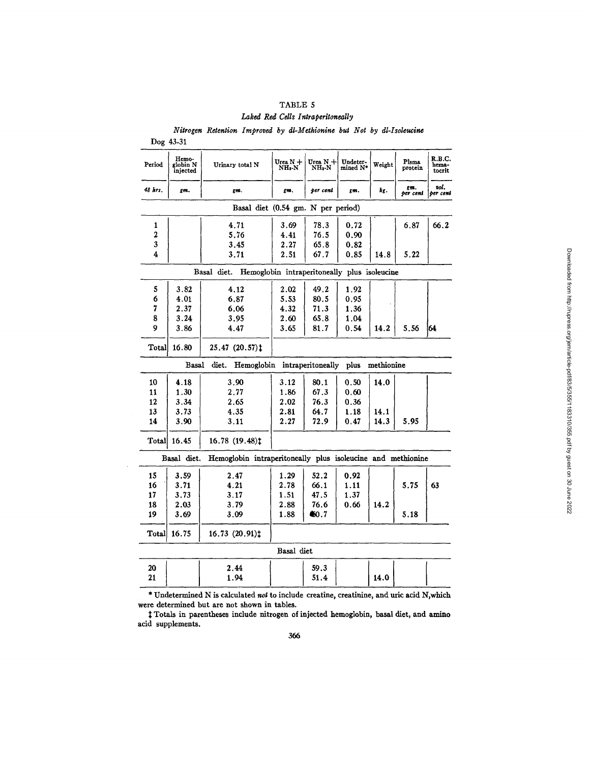TABLE 5

*Laked Red Cells Intraperitoneally*

*Nitrogen Retention Improved by dl-Methionine but Not by dl-Isoleucine*

Dog 43-31

| Period | Hemo-globin N injected | Urinary total N | Urea N + $NH_3$-N | Urea N + $NH_3$-N | Undeter-mined N* | Weight | Plsma protein | R.B.C. hema-tocrit |
|---|---|---|---|---|---|---|---|---|
| *48 hrs.* | *gm.* | *gm.* | *gm.* | *per cent* | *gm.* | *kg.* | *gm. per cent* | *vol. per cent* |
| Basal diet (0.54 gm. N per period) | | | | | | | | |
| 1 | | 4.71 | 3.69 | 78.3 | 0.72 | | 6.87 | 66.2 |
| 2 | | 5.76 | 4.41 | 76.5 | 0.90 | | | |
| 3 | | 3.45 | 2.27 | 65.8 | 0.82 | | | |
| 4 | | 3.71 | 2.51 | 67.7 | 0.85 | 14.8 | 5.22 | |
| Basal diet. Hemoglobin intraperitoneally plus isoleucine | | | | | | | | |
| 5 | 3.82 | 4.12 | 2.02 | 49.2 | 1.92 | | | |
| 6 | 4.01 | 6.87 | 5.53 | 80.5 | 0.95 | | | |
| 7 | 2.37 | 6.06 | 4.32 | 71.3 | 1.36 | | | |
| 8 | 3.24 | 3.95 | 2.60 | 65.8 | 1.04 | | | |
| 9 | 3.86 | 4.47 | 3.65 | 81.7 | 0.54 | 14.2 | 5.56 | 64 |
| Total | 16.80 | 25.47 (20.57)‡ | | | | | | |
| Basal diet. Hemoglobin intraperitoneally plus methionine | | | | | | | | |
| 10 | 4.18 | 3.90 | 3.12 | 80.1 | 0.50 | 14.0 | | |
| 11 | 1.30 | 2.77 | 1.86 | 67.3 | 0.60 | | | |
| 12 | 3.34 | 2.65 | 2.02 | 76.3 | 0.36 | | | |
| 13 | 3.73 | 4.35 | 2.81 | 64.7 | 1.18 | 14.1 | | |
| 14 | 3.90 | 3.11 | 2.27 | 72.9 | 0.47 | 14.3 | 5.95 | |
| Total | 16.45 | 16.78 (19.48)‡ | | | | | | |
| Basal diet. Hemoglobin intraperitoneally plus isoleucine and methionine | | | | | | | | |
| 15 | 3.59 | 2.47 | 1.29 | 52.2 | 0.92 | | | |
| 16 | 3.71 | 4.21 | 2.78 | 66.1 | 1.11 | | 5.75 | 63 |
| 17 | 3.73 | 3.17 | 1.51 | 47.5 | 1.37 | | | |
| 18 | 2.03 | 3.79 | 2.88 | 76.6 | 0.66 | 14.2 | | |
| 19 | 3.69 | 3.09 | 1.88 | 60.7 | | | 5.18 | |
| Total | 16.75 | 16.73 (20.91)‡ | | | | | | |
| Basal diet | | | | | | | | |
| 20 | | 2.44 | | 59.3 | | | | |
| 21 | | 1.94 | | 51.4 | | 14.0 | | |

\* Undetermined N is calculated *not* to include creatine, creatinine, and uric acid N, which were determined but are not shown in tables.

‡ Totals in parentheses include nitrogen of injected hemoglobin, basal diet, and amino acid supplements.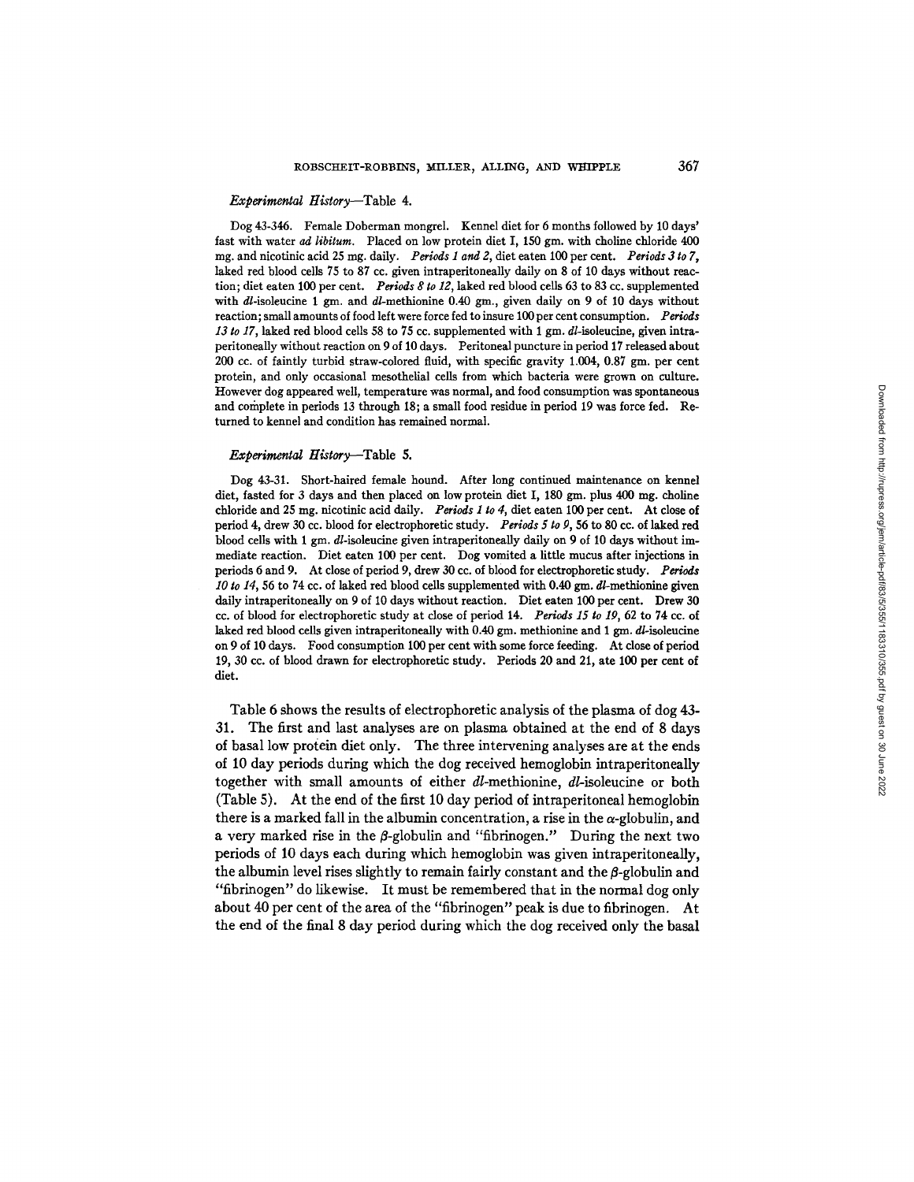*Experimental History*—Table 4.

Dog 43-346. Female Doberman mongrel. Kennel diet for 6 months followed by 10 days' fast with water *ad libitum*. Placed on low protein diet I, 150 gm. with choline chloride 400 mg. and nicotinic acid 25 mg. daily. *Periods 1 and 2*, diet eaten 100 per cent. *Periods 3 to 7*, laked red blood cells 75 to 87 cc. given intraperitoneally daily on 8 of 10 days without reaction; diet eaten 100 per cent. *Periods 8 to 12*, laked red blood cells 63 to 83 cc. supplemented with *dl*-isoleucine 1 gm. and *dl*-methionine 0.40 gm., given daily on 9 of 10 days without reaction; small amounts of food left were force fed to insure 100 per cent consumption. *Periods 13 to 17*, laked red blood cells 58 to 75 cc. supplemented with 1 gm. *dl*-isoleucine, given intraperitoneally without reaction on 9 of 10 days. Peritoneal puncture in period 17 released about 200 cc. of faintly turbid straw-colored fluid, with specific gravity 1.004, 0.87 gm. per cent protein, and only occasional mesothelial cells from which bacteria were grown on culture. However dog appeared well, temperature was normal, and food consumption was spontaneous and complete in periods 13 through 18; a small food residue in period 19 was force fed. Returned to kennel and condition has remained normal.

*Experimental History*—Table 5.

Dog 43-31. Short-haired female hound. After long continued maintenance on kennel diet, fasted for 3 days and then placed on low protein diet I, 180 gm. plus 400 mg. choline chloride and 25 mg. nicotinic acid daily. *Periods 1 to 4*, diet eaten 100 per cent. At close of period 4, drew 30 cc. blood for electrophoretic study. *Periods 5 to 9*, 56 to 80 cc. of laked red blood cells with 1 gm. *dl*-isoleucine given intraperitoneally daily on 9 of 10 days without immediate reaction. Diet eaten 100 per cent. Dog vomited a little mucus after injections in periods 6 and 9. At close of period 9, drew 30 cc. of blood for electrophoretic study. *Periods 10 to 14*, 56 to 74 cc. of laked red blood cells supplemented with 0.40 gm. *dl*-methionine given daily intraperitoneally on 9 of 10 days without reaction. Diet eaten 100 per cent. Drew 30 cc. of blood for electrophoretic study at close of period 14. *Periods 15 to 19*, 62 to 74 cc. of laked red blood cells given intraperitoneally with 0.40 gm. methionine and 1 gm. *dl*-isoleucine on 9 of 10 days. Food consumption 100 per cent with some force feeding. At close of period 19, 30 cc. of blood drawn for electrophoretic study. Periods 20 and 21, ate 100 per cent of diet.

Table 6 shows the results of electrophoretic analysis of the plasma of dog 43-31. The first and last analyses are on plasma obtained at the end of 8 days of basal low protein diet only. The three intervening analyses are at the ends of 10 day periods during which the dog received hemoglobin intraperitoneally together with small amounts of either *dl*-methionine, *dl*-isoleucine or both (Table 5). At the end of the first 10 day period of intraperitoneal hemoglobin there is a marked fall in the albumin concentration, a rise in the $\alpha$-globulin, and a very marked rise in the $\beta$-globulin and "fibrinogen." During the next two periods of 10 days each during which hemoglobin was given intraperitoneally, the albumin level rises slightly to remain fairly constant and the $\beta$-globulin and "fibrinogen" do likewise. It must be remembered that in the normal dog only about 40 per cent of the area of the "fibrinogen" peak is due to fibrinogen. At the end of the final 8 day period during which the dog received only the basal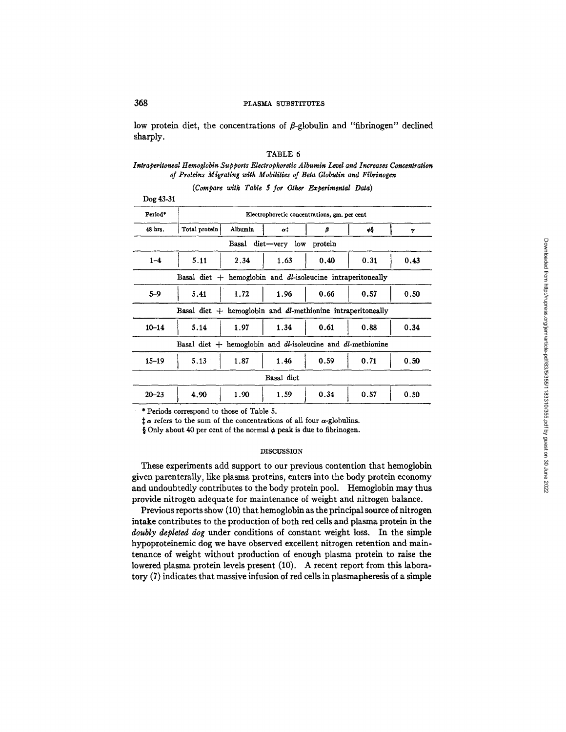low protein diet, the concentrations of $\beta$-globulin and "fibrinogen" declined sharply.

TABLE 6

*Intraperitoneal Hemoglobin Supports Electrophoretic Albumin Level and Increases Concentration of Proteins Migrating with Mobilities of Beta Globulin and Fibrinogen*

*(Compare with Table 5 for Other Experimental Data)*

Dog 43-31

| Period* | Electrophoretic concentrations, gm. per cent | | | | | |
|---|---|---|---|---|---|---|
| 48 hrs. | Total protein | Albumin | $\alpha$‡ | $\beta$ | $\phi$§ | $\gamma$ |
| | Basal diet—very low protein | | | | | |
| 1–4 | 5.11 | 2.34 | 1.63 | 0.40 | 0.31 | 0.43 |
| | Basal diet + hemoglobin and *dl*-isoleucine intraperitoneally | | | | | |
| 5–9 | 5.41 | 1.72 | 1.96 | 0.66 | 0.57 | 0.50 |
| | Basal diet + hemoglobin and *dl*-methionine intraperitoneally | | | | | |
| 10–14 | 5.14 | 1.97 | 1.34 | 0.61 | 0.88 | 0.34 |
| | Basal diet + hemoglobin and *dl*-isoleucine and *dl*-methionine | | | | | |
| 15–19 | 5.13 | 1.87 | 1.46 | 0.59 | 0.71 | 0.50 |
| | Basal diet | | | | | |
| 20–23 | 4.90 | 1.90 | 1.59 | 0.34 | 0.57 | 0.50 |

\* Periods correspond to those of Table 5.

‡ $\alpha$ refers to the sum of the concentrations of all four $\alpha$-globulins.

§ Only about 40 per cent of the normal $\phi$ peak is due to fibrinogen.

## DISCUSSION

These experiments add support to our previous contention that hemoglobin given parenterally, like plasma proteins, enters into the body protein economy and undoubtedly contributes to the body protein pool. Hemoglobin may thus provide nitrogen adequate for maintenance of weight and nitrogen balance.

Previous reports show (10) that hemoglobin as the principal source of nitrogen intake contributes to the production of both red cells and plasma protein in the *doubly depleted dog* under conditions of constant weight loss. In the simple hypoproteinemic dog we have observed excellent nitrogen retention and maintenance of weight without production of enough plasma protein to raise the lowered plasma protein levels present (10). A recent report from this laboratory (7) indicates that massive infusion of red cells in plasmapheresis of a simple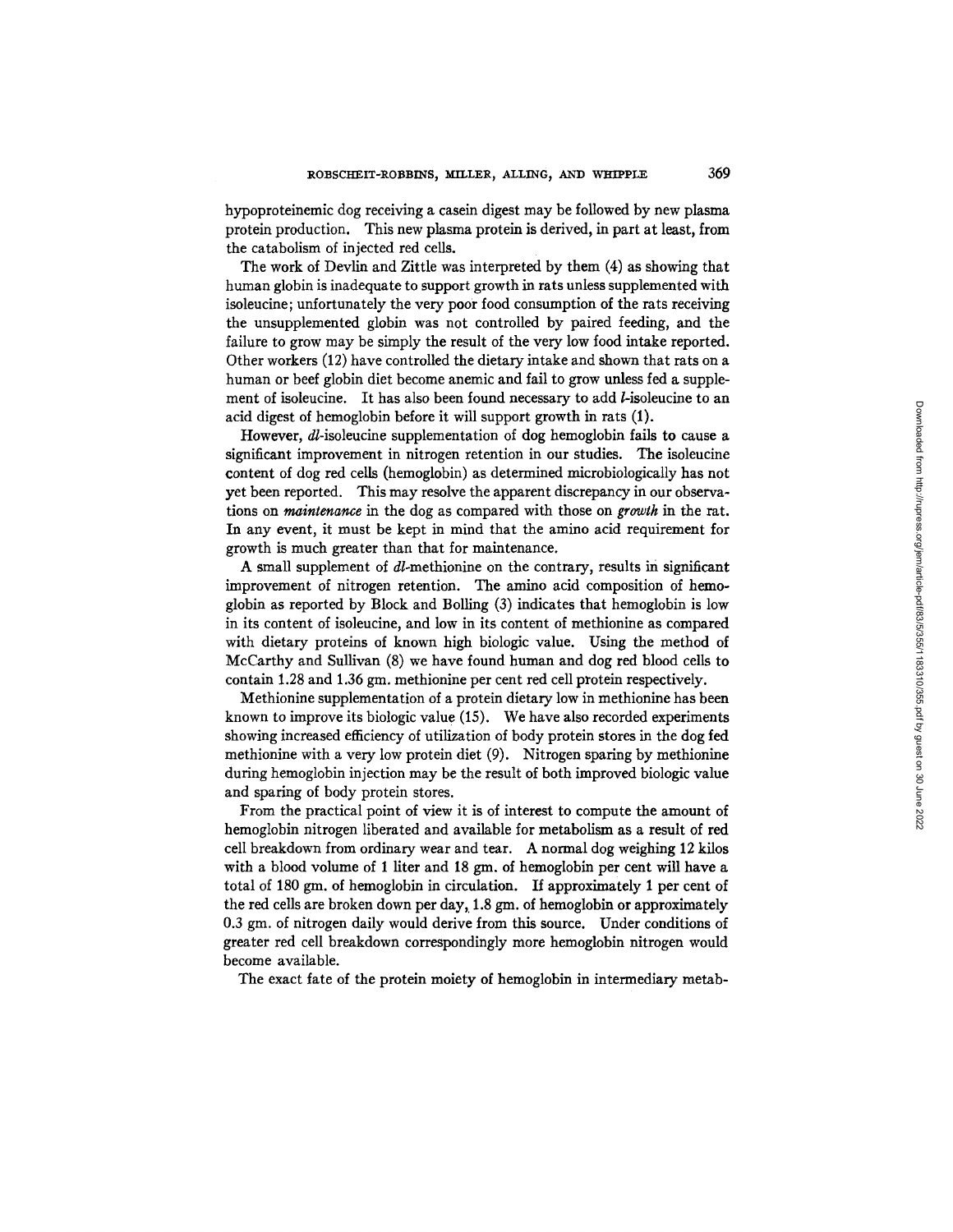hypoproteinemic dog receiving a casein digest may be followed by new plasma protein production. This new plasma protein is derived, in part at least, from the catabolism of injected red cells.

The work of Devlin and Zittle was interpreted by them (4) as showing that human globin is inadequate to support growth in rats unless supplemented with isoleucine; unfortunately the very poor food consumption of the rats receiving the unsupplemented globin was not controlled by paired feeding, and the failure to grow may be simply the result of the very low food intake reported. Other workers (12) have controlled the dietary intake and shown that rats on a human or beef globin diet become anemic and fail to grow unless fed a supplement of isoleucine. It has also been found necessary to add *l*-isoleucine to an acid digest of hemoglobin before it will support growth in rats (1).

However, *dl*-isoleucine supplementation of dog hemoglobin fails to cause a significant improvement in nitrogen retention in our studies. The isoleucine content of dog red cells (hemoglobin) as determined microbiologically has not yet been reported. This may resolve the apparent discrepancy in our observations on *maintenance* in the dog as compared with those on *growth* in the rat. In any event, it must be kept in mind that the amino acid requirement for growth is much greater than that for maintenance.

A small supplement of *dl*-methionine on the contrary, results in significant improvement of nitrogen retention. The amino acid composition of hemoglobin as reported by Block and Bolling (3) indicates that hemoglobin is low in its content of isoleucine, and low in its content of methionine as compared with dietary proteins of known high biologic value. Using the method of McCarthy and Sullivan (8) we have found human and dog red blood cells to contain 1.28 and 1.36 gm. methionine per cent red cell protein respectively.

Methionine supplementation of a protein dietary low in methionine has been known to improve its biologic value (15). We have also recorded experiments showing increased efficiency of utilization of body protein stores in the dog fed methionine with a very low protein diet (9). Nitrogen sparing by methionine during hemoglobin injection may be the result of both improved biologic value and sparing of body protein stores.

From the practical point of view it is of interest to compute the amount of hemoglobin nitrogen liberated and available for metabolism as a result of red cell breakdown from ordinary wear and tear. A normal dog weighing 12 kilos with a blood volume of 1 liter and 18 gm. of hemoglobin per cent will have a total of 180 gm. of hemoglobin in circulation. If approximately 1 per cent of the red cells are broken down per day, 1.8 gm. of hemoglobin or approximately 0.3 gm. of nitrogen daily would derive from this source. Under conditions of greater red cell breakdown correspondingly more hemoglobin nitrogen would become available.

The exact fate of the protein moiety of hemoglobin in intermediary metab-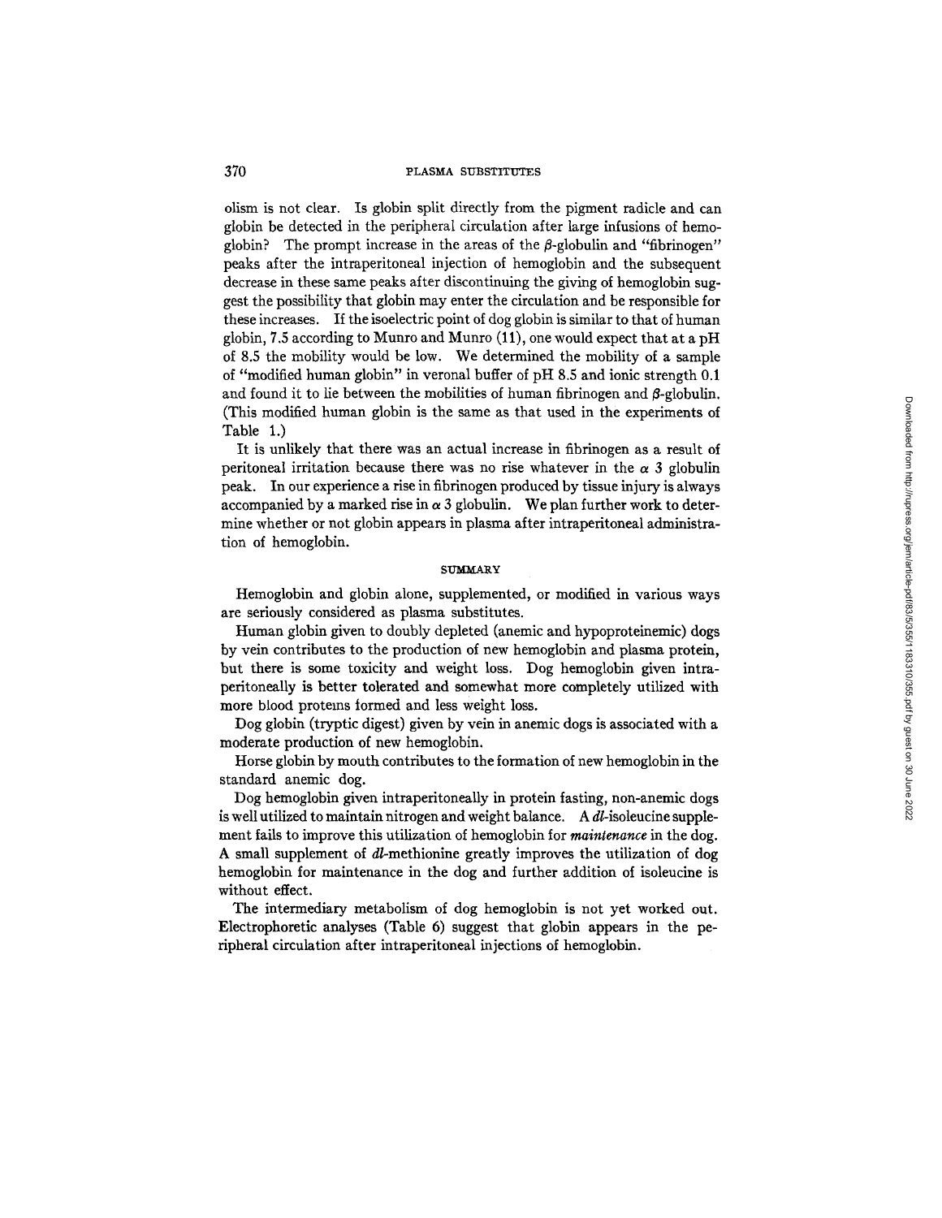olism is not clear. Is globin split directly from the pigment radicle and can globin be detected in the peripheral circulation after large infusions of hemoglobin? The prompt increase in the areas of the β-globulin and "fibrinogen" peaks after the intraperitoneal injection of hemoglobin and the subsequent decrease in these same peaks after discontinuing the giving of hemoglobin suggest the possibility that globin may enter the circulation and be responsible for these increases. If the isoelectric point of dog globin is similar to that of human globin, 7.5 according to Munro and Munro (11), one would expect that at a pH of 8.5 the mobility would be low. We determined the mobility of a sample of "modified human globin" in veronal buffer of pH 8.5 and ionic strength 0.1 and found it to lie between the mobilities of human fibrinogen and β-globulin. (This modified human globin is the same as that used in the experiments of Table 1.)

It is unlikely that there was an actual increase in fibrinogen as a result of peritoneal irritation because there was no rise whatever in the α 3 globulin peak. In our experience a rise in fibrinogen produced by tissue injury is always accompanied by a marked rise in α 3 globulin. We plan further work to determine whether or not globin appears in plasma after intraperitoneal administration of hemoglobin.

## SUMMARY

Hemoglobin and globin alone, supplemented, or modified in various ways are seriously considered as plasma substitutes.

Human globin given to doubly depleted (anemic and hypoproteinemic) dogs by vein contributes to the production of new hemoglobin and plasma protein, but there is some toxicity and weight loss. Dog hemoglobin given intraperitoneally is better tolerated and somewhat more completely utilized with more blood proteins formed and less weight loss.

Dog globin (tryptic digest) given by vein in anemic dogs is associated with a moderate production of new hemoglobin.

Horse globin by mouth contributes to the formation of new hemoglobin in the standard anemic dog.

Dog hemoglobin given intraperitoneally in protein fasting, non-anemic dogs is well utilized to maintain nitrogen and weight balance. A *dl*-isoleucine supplement fails to improve this utilization of hemoglobin for *maintenance* in the dog. A small supplement of *dl*-methionine greatly improves the utilization of dog hemoglobin for maintenance in the dog and further addition of isoleucine is without effect.

The intermediary metabolism of dog hemoglobin is not yet worked out. Electrophoretic analyses (Table 6) suggest that globin appears in the peripheral circulation after intraperitoneal injections of hemoglobin.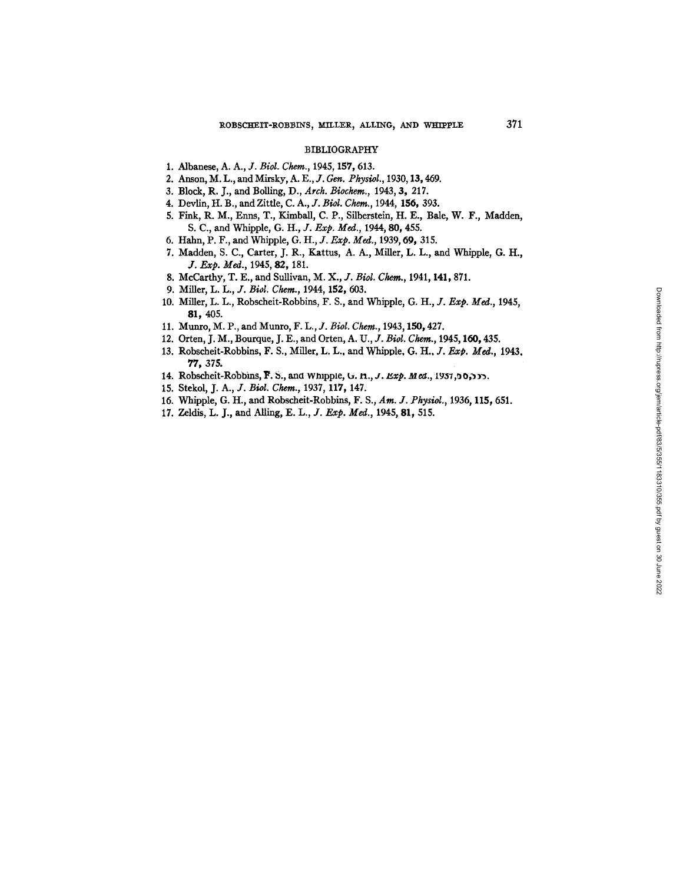## BIBLIOGRAPHY

1. Albanese, A. A., *J. Biol. Chem.*, 1945, **157**, 613.
2. Anson, M. L., and Mirsky, A. E., *J. Gen. Physiol.*, 1930, **13**, 469.
3. Block, R. J., and Bolling, D., *Arch. Biochem.*, 1943, **3**, 217.
4. Devlin, H. B., and Zittle, C. A., *J. Biol. Chem.*, 1944, **156**, 393.
5. Fink, R. M., Enns, T., Kimball, C. P., Silberstein, H. E., Bale, W. F., Madden, S. C., and Whipple, G. H., *J. Exp. Med.*, 1944, **80**, 455.
6. Hahn, P. F., and Whipple, G. H., *J. Exp. Med.*, 1939, **69**, 315.
7. Madden, S. C., Carter, J. R., Kattus, A. A., Miller, L. L., and Whipple, G. H., *J. Exp. Med.*, 1945, **82**, 181.
8. McCarthy, T. E., and Sullivan, M. X., *J. Biol. Chem.*, 1941, **141**, 871.
9. Miller, L. L., *J. Biol. Chem.*, 1944, **152**, 603.
10. Miller, L. L., Robscheit-Robbins, F. S., and Whipple, G. H., *J. Exp. Med.*, 1945, **81**, 405.
11. Munro, M. P., and Munro, F. L., *J. Biol. Chem.*, 1943, **150**, 427.
12. Orten, J. M., Bourque, J. E., and Orten, A. U., *J. Biol. Chem.*, 1945, **160**, 435.
13. Robscheit-Robbins, F. S., Miller, L. L., and Whipple, G. H., *J. Exp. Med.*, 1943, **77**, 375.
14. Robscheit-Robbins, F. S., and Whipple, G. H., *J. Exp. Med.*, 1937, **66**, 565.
15. Stekol, J. A., *J. Biol. Chem.*, 1937, **117**, 147.
16. Whipple, G. H., and Robscheit-Robbins, F. S., *Am. J. Physiol.*, 1936, **115**, 651.
17. Zeldis, L. J., and Alling, E. L., *J. Exp. Med.*, 1945, **81**, 515.